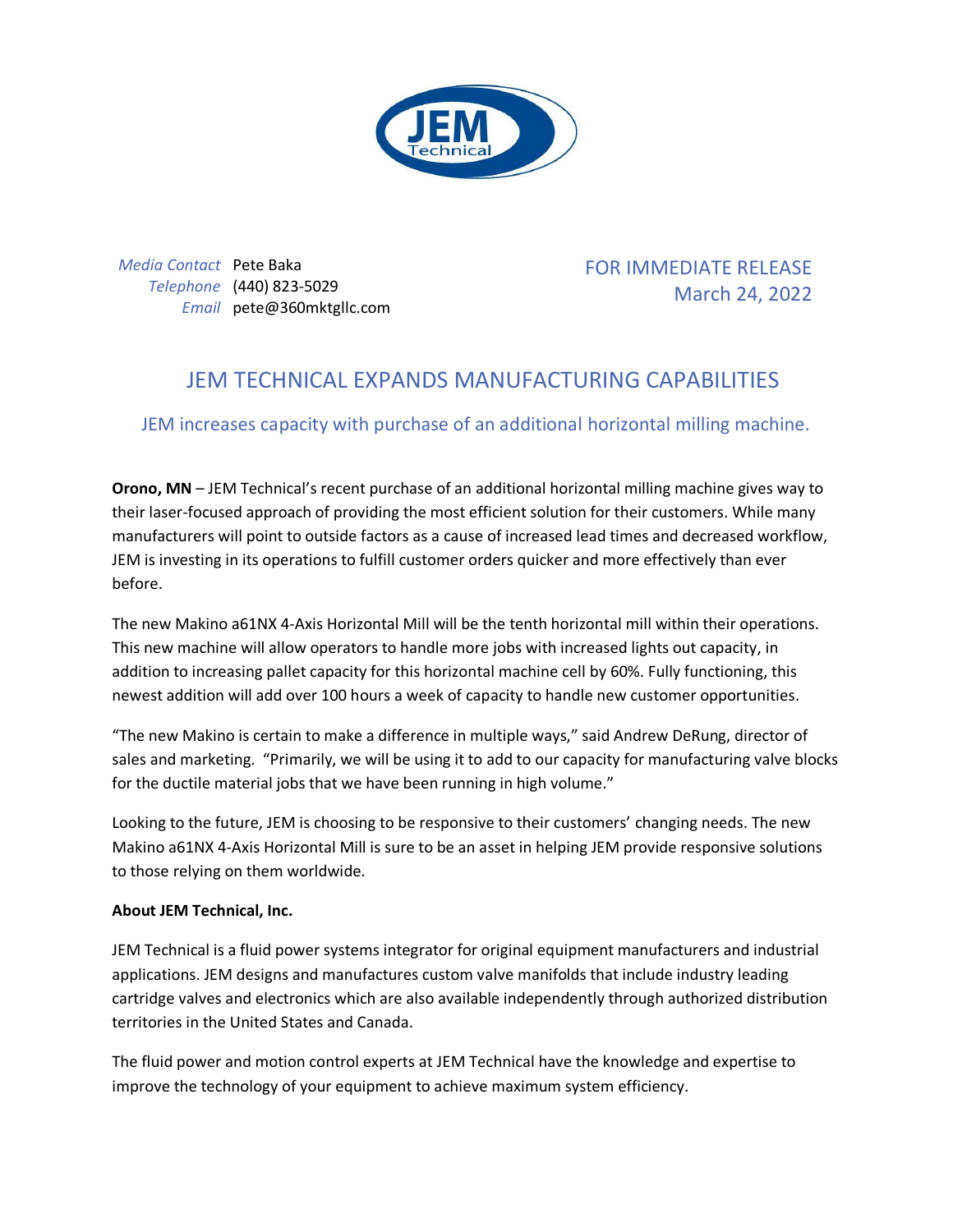*Media Contact* Pete Baka
*Telephone* (440) 823-5029
*Email* pete@360mktgllc.com

FOR IMMEDIATE RELEASE
March 24, 2022

# JEM TECHNICAL EXPANDS MANUFACTURING CAPABILITIES

## JEM increases capacity with purchase of an additional horizontal milling machine.

**Orono, MN** – JEM Technical's recent purchase of an additional horizontal milling machine gives way to their laser-focused approach of providing the most efficient solution for their customers. While many manufacturers will point to outside factors as a cause of increased lead times and decreased workflow, JEM is investing in its operations to fulfill customer orders quicker and more effectively than ever before.

The new Makino a61NX 4-Axis Horizontal Mill will be the tenth horizontal mill within their operations. This new machine will allow operators to handle more jobs with increased lights out capacity, in addition to increasing pallet capacity for this horizontal machine cell by 60%. Fully functioning, this newest addition will add over 100 hours a week of capacity to handle new customer opportunities.

"The new Makino is certain to make a difference in multiple ways," said Andrew DeRung, director of sales and marketing. "Primarily, we will be using it to add to our capacity for manufacturing valve blocks for the ductile material jobs that we have been running in high volume."

Looking to the future, JEM is choosing to be responsive to their customers' changing needs. The new Makino a61NX 4-Axis Horizontal Mill is sure to be an asset in helping JEM provide responsive solutions to those relying on them worldwide.

**About JEM Technical, Inc.**

JEM Technical is a fluid power systems integrator for original equipment manufacturers and industrial applications. JEM designs and manufactures custom valve manifolds that include industry leading cartridge valves and electronics which are also available independently through authorized distribution territories in the United States and Canada.

The fluid power and motion control experts at JEM Technical have the knowledge and expertise to improve the technology of your equipment to achieve maximum system efficiency.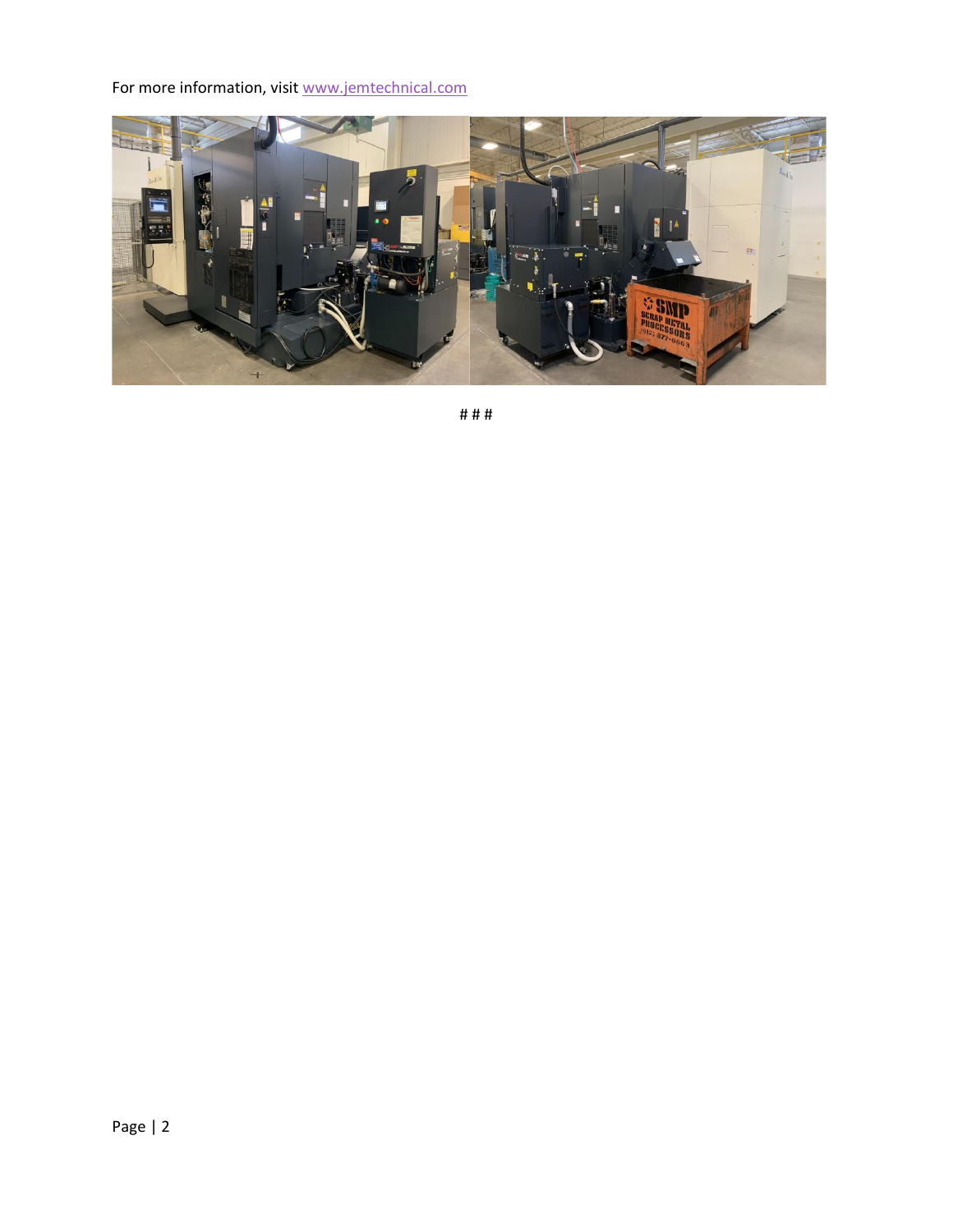For more information, visit [www.jemtechnical.com](http://www.jemtechnical.com)

# # #